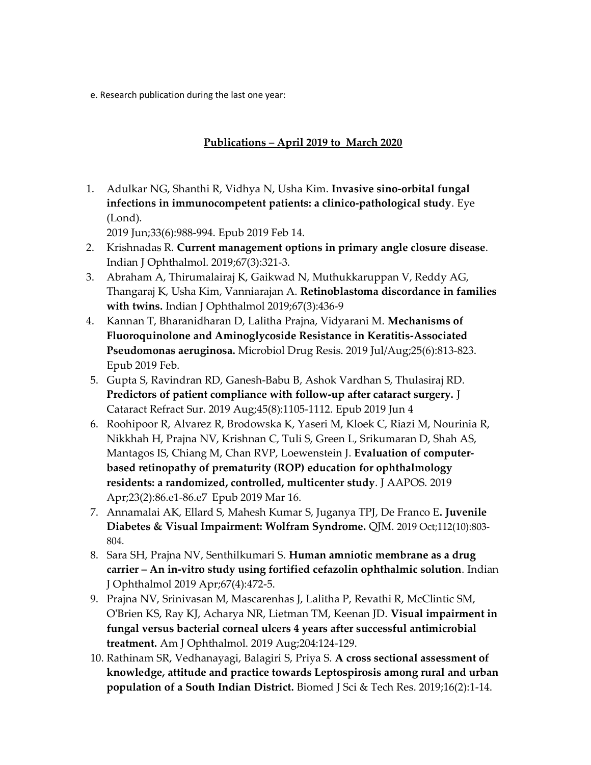e. Research publication during the last one year:

## Publications – April 2019 to March 2020

1. Adulkar NG, Shanthi R, Vidhya N, Usha Kim. **Invasive sino-orbital fungal infections in immunocompetent patients: a clinico-pathological study**. Eye (Lond).
   2019 Jun;33(6):988-994. Epub 2019 Feb 14.
2. Krishnadas R. **Current management options in primary angle closure disease**. Indian J Ophthalmol. 2019;67(3):321-3.
3. Abraham A, Thirumalairaj K, Gaikwad N, Muthukkaruppan V, Reddy AG, Thangaraj K, Usha Kim, Vanniarajan A. **Retinoblastoma discordance in families with twins.** Indian J Ophthalmol 2019;67(3):436-9
4. Kannan T, Bharanidharan D, Lalitha Prajna, Vidyarani M. **Mechanisms of Fluoroquinolone and Aminoglycoside Resistance in Keratitis-Associated Pseudomonas aeruginosa.** Microbiol Drug Resis. 2019 Jul/Aug;25(6):813-823. Epub 2019 Feb.
5. Gupta S, Ravindran RD, Ganesh-Babu B, Ashok Vardhan S, Thulasiraj RD. **Predictors of patient compliance with follow-up after cataract surgery.** J Cataract Refract Sur. 2019 Aug;45(8):1105-1112. Epub 2019 Jun 4
6. Roohipoor R, Alvarez R, Brodowska K, Yaseri M, Kloek C, Riazi M, Nourinia R, Nikkhah H, Prajna NV, Krishnan C, Tuli S, Green L, Srikumaran D, Shah AS, Mantagos IS, Chiang M, Chan RVP, Loewenstein J. **Evaluation of computer-based retinopathy of prematurity (ROP) education for ophthalmology residents: a randomized, controlled, multicenter study**. J AAPOS. 2019 Apr;23(2):86.e1-86.e7 Epub 2019 Mar 16.
7. Annamalai AK, Ellard S, Mahesh Kumar S, Juganya TPJ, De Franco E**. Juvenile Diabetes & Visual Impairment: Wolfram Syndrome.** QJM. 2019 Oct;112(10):803-804.
8. Sara SH, Prajna NV, Senthilkumari S. **Human amniotic membrane as a drug carrier – An in-vitro study using fortified cefazolin ophthalmic solution**. Indian J Ophthalmol 2019 Apr;67(4):472-5.
9. Prajna NV, Srinivasan M, Mascarenhas J, Lalitha P, Revathi R, McClintic SM, O'Brien KS, Ray KJ, Acharya NR, Lietman TM, Keenan JD. **Visual impairment in fungal versus bacterial corneal ulcers 4 years after successful antimicrobial treatment.** Am J Ophthalmol. 2019 Aug;204:124-129.
10. Rathinam SR, Vedhanayagi, Balagiri S, Priya S. **A cross sectional assessment of knowledge, attitude and practice towards Leptospirosis among rural and urban population of a South Indian District.** Biomed J Sci & Tech Res. 2019;16(2):1-14.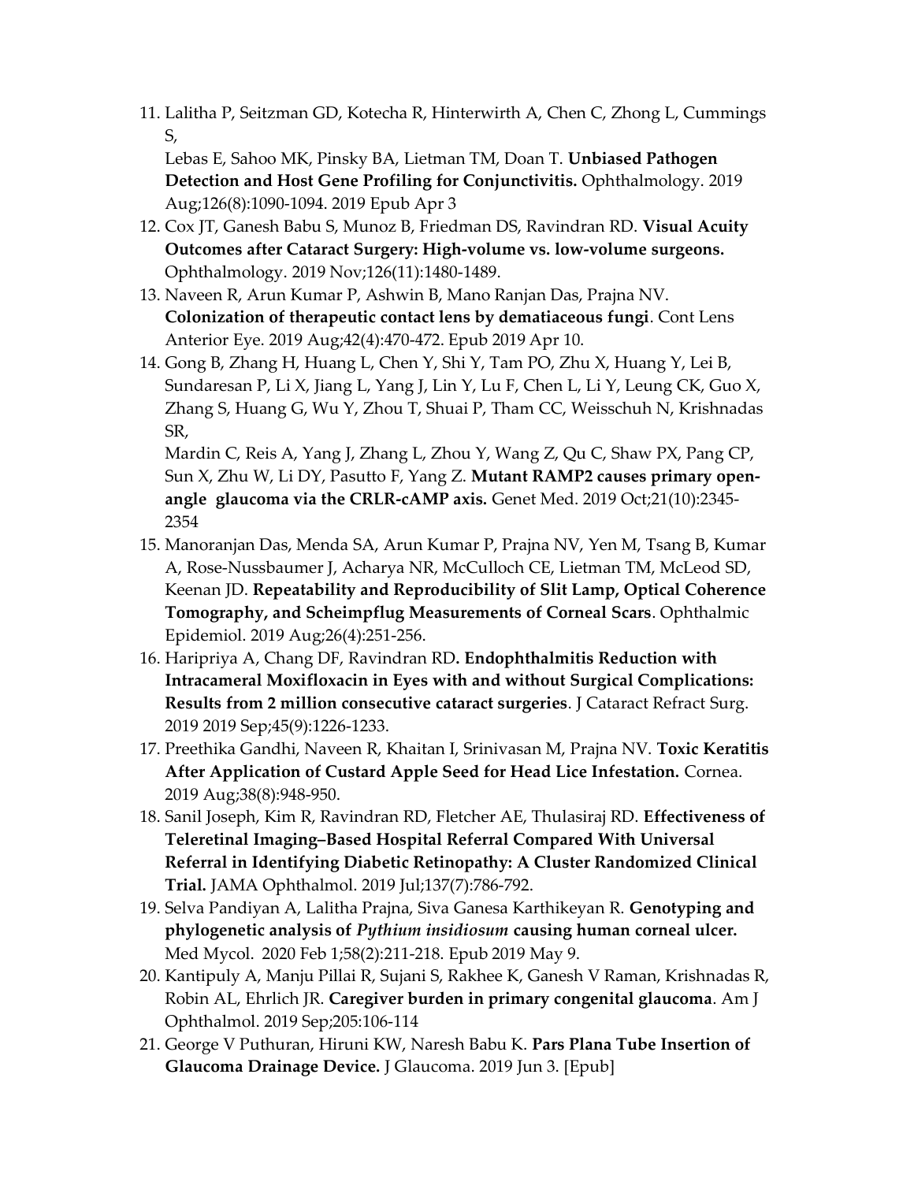11. Lalitha P, Seitzman GD, Kotecha R, Hinterwirth A, Chen C, Zhong L, Cummings S, Lebas E, Sahoo MK, Pinsky BA, Lietman TM, Doan T. **Unbiased Pathogen Detection and Host Gene Profiling for Conjunctivitis.** Ophthalmology. 2019 Aug;126(8):1090-1094. 2019 Epub Apr 3
12. Cox JT, Ganesh Babu S, Munoz B, Friedman DS, Ravindran RD. **Visual Acuity Outcomes after Cataract Surgery: High-volume vs. low-volume surgeons.** Ophthalmology. 2019 Nov;126(11):1480-1489.
13. Naveen R, Arun Kumar P, Ashwin B, Mano Ranjan Das, Prajna NV. **Colonization of therapeutic contact lens by dematiaceous fungi**. Cont Lens Anterior Eye. 2019 Aug;42(4):470-472. Epub 2019 Apr 10.
14. Gong B, Zhang H, Huang L, Chen Y, Shi Y, Tam PO, Zhu X, Huang Y, Lei B, Sundaresan P, Li X, Jiang L, Yang J, Lin Y, Lu F, Chen L, Li Y, Leung CK, Guo X, Zhang S, Huang G, Wu Y, Zhou T, Shuai P, Tham CC, Weisschuh N, Krishnadas SR, Mardin C, Reis A, Yang J, Zhang L, Zhou Y, Wang Z, Qu C, Shaw PX, Pang CP, Sun X, Zhu W, Li DY, Pasutto F, Yang Z. **Mutant RAMP2 causes primary open-angle glaucoma via the CRLR-cAMP axis.** Genet Med. 2019 Oct;21(10):2345-2354
15. Manoranjan Das, Menda SA, Arun Kumar P, Prajna NV, Yen M, Tsang B, Kumar A, Rose-Nussbaumer J, Acharya NR, McCulloch CE, Lietman TM, McLeod SD, Keenan JD. **Repeatability and Reproducibility of Slit Lamp, Optical Coherence Tomography, and Scheimpflug Measurements of Corneal Scars**. Ophthalmic Epidemiol. 2019 Aug;26(4):251-256.
16. Haripriya A, Chang DF, Ravindran RD**. Endophthalmitis Reduction with Intracameral Moxifloxacin in Eyes with and without Surgical Complications: Results from 2 million consecutive cataract surgeries**. J Cataract Refract Surg. 2019 2019 Sep;45(9):1226-1233.
17. Preethika Gandhi, Naveen R, Khaitan I, Srinivasan M, Prajna NV. **Toxic Keratitis After Application of Custard Apple Seed for Head Lice Infestation.** Cornea. 2019 Aug;38(8):948-950.
18. Sanil Joseph, Kim R, Ravindran RD, Fletcher AE, Thulasiraj RD. **Effectiveness of Teleretinal Imaging–Based Hospital Referral Compared With Universal Referral in Identifying Diabetic Retinopathy: A Cluster Randomized Clinical Trial.** JAMA Ophthalmol. 2019 Jul;137(7):786-792.
19. Selva Pandiyan A, Lalitha Prajna, Siva Ganesa Karthikeyan R. **Genotyping and phylogenetic analysis of *Pythium insidiosum* causing human corneal ulcer.** Med Mycol. 2020 Feb 1;58(2):211-218. Epub 2019 May 9.
20. Kantipuly A, Manju Pillai R, Sujani S, Rakhee K, Ganesh V Raman, Krishnadas R, Robin AL, Ehrlich JR. **Caregiver burden in primary congenital glaucoma**. Am J Ophthalmol. 2019 Sep;205:106-114
21. George V Puthuran, Hiruni KW, Naresh Babu K. **Pars Plana Tube Insertion of Glaucoma Drainage Device.** J Glaucoma. 2019 Jun 3. [Epub]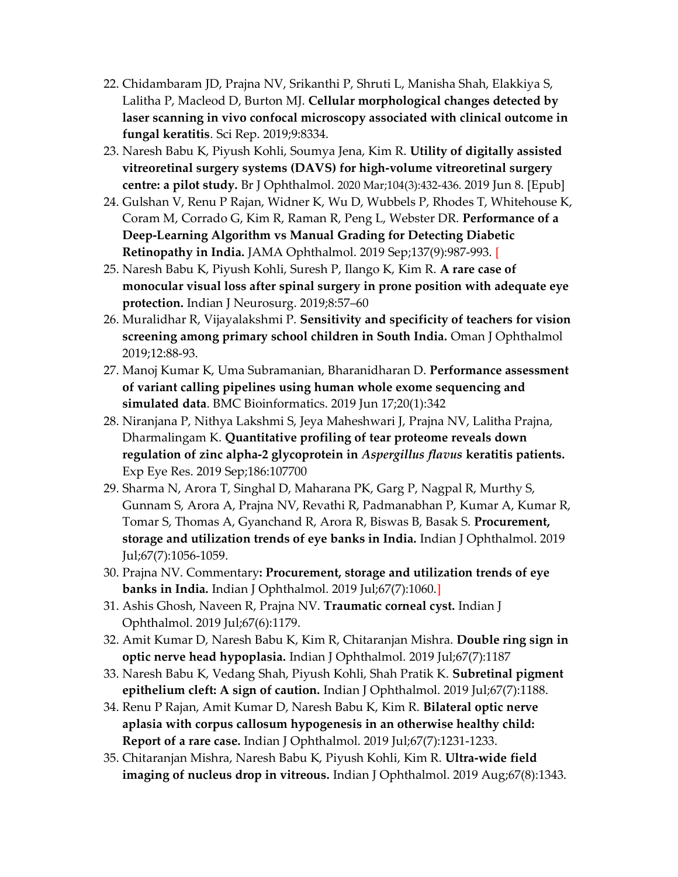22. Chidambaram JD, Prajna NV, Srikanthi P, Shruti L, Manisha Shah, Elakkiya S, Lalitha P, Macleod D, Burton MJ. **Cellular morphological changes detected by laser scanning in vivo confocal microscopy associated with clinical outcome in fungal keratitis**. Sci Rep. 2019;9:8334.
23. Naresh Babu K, Piyush Kohli, Soumya Jena, Kim R. **Utility of digitally assisted vitreoretinal surgery systems (DAVS) for high-volume vitreoretinal surgery centre: a pilot study.** Br J Ophthalmol. 2020 Mar;104(3):432-436. 2019 Jun 8. [Epub]
24. Gulshan V, Renu P Rajan, Widner K, Wu D, Wubbels P, Rhodes T, Whitehouse K, Coram M, Corrado G, Kim R, Raman R, Peng L, Webster DR. **Performance of a Deep-Learning Algorithm vs Manual Grading for Detecting Diabetic Retinopathy in India.** JAMA Ophthalmol. 2019 Sep;137(9):987-993. [
25. Naresh Babu K, Piyush Kohli, Suresh P, Ilango K, Kim R. **A rare case of monocular visual loss after spinal surgery in prone position with adequate eye protection.** Indian J Neurosurg. 2019;8:57–60
26. Muralidhar R, Vijayalakshmi P. **Sensitivity and specificity of teachers for vision screening among primary school children in South India.** Oman J Ophthalmol 2019;12:88-93.
27. Manoj Kumar K, Uma Subramanian, Bharanidharan D. **Performance assessment of variant calling pipelines using human whole exome sequencing and simulated data**. BMC Bioinformatics. 2019 Jun 17;20(1):342
28. Niranjana P, Nithya Lakshmi S, Jeya Maheshwari J, Prajna NV, Lalitha Prajna, Dharmalingam K. **Quantitative profiling of tear proteome reveals down regulation of zinc alpha-2 glycoprotein in *Aspergillus flavus* keratitis patients.** Exp Eye Res. 2019 Sep;186:107700
29. Sharma N, Arora T, Singhal D, Maharana PK, Garg P, Nagpal R, Murthy S, Gunnam S, Arora A, Prajna NV, Revathi R, Padmanabhan P, Kumar A, Kumar R, Tomar S, Thomas A, Gyanchand R, Arora R, Biswas B, Basak S. **Procurement, storage and utilization trends of eye banks in India.** Indian J Ophthalmol. 2019 Jul;67(7):1056-1059.
30. Prajna NV. Commentary**: Procurement, storage and utilization trends of eye banks in India.** Indian J Ophthalmol. 2019 Jul;67(7):1060.]
31. Ashis Ghosh, Naveen R, Prajna NV. **Traumatic corneal cyst.** Indian J Ophthalmol. 2019 Jul;67(6):1179.
32. Amit Kumar D, Naresh Babu K, Kim R, Chitaranjan Mishra. **Double ring sign in optic nerve head hypoplasia.** Indian J Ophthalmol. 2019 Jul;67(7):1187
33. Naresh Babu K, Vedang Shah, Piyush Kohli, Shah Pratik K. **Subretinal pigment epithelium cleft: A sign of caution.** Indian J Ophthalmol. 2019 Jul;67(7):1188.
34. Renu P Rajan, Amit Kumar D, Naresh Babu K, Kim R. **Bilateral optic nerve aplasia with corpus callosum hypogenesis in an otherwise healthy child: Report of a rare case.** Indian J Ophthalmol. 2019 Jul;67(7):1231-1233.
35. Chitaranjan Mishra, Naresh Babu K, Piyush Kohli, Kim R. **Ultra-wide field imaging of nucleus drop in vitreous.** Indian J Ophthalmol. 2019 Aug;67(8):1343.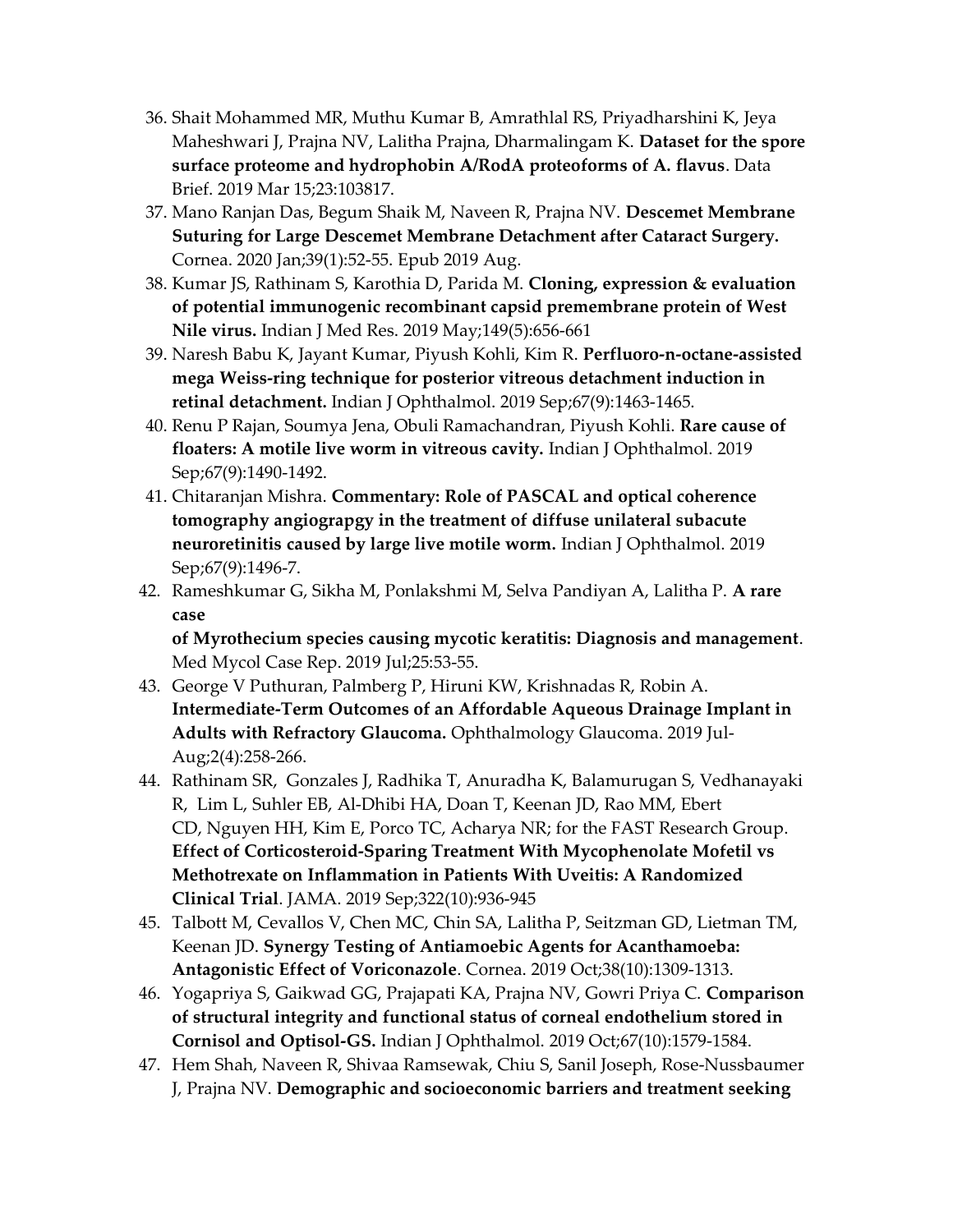36. Shait Mohammed MR, Muthu Kumar B, Amrathlal RS, Priyadharshini K, Jeya Maheshwari J, Prajna NV, Lalitha Prajna, Dharmalingam K. **Dataset for the spore surface proteome and hydrophobin A/RodA proteoforms of A. flavus**. Data Brief. 2019 Mar 15;23:103817.
37. Mano Ranjan Das, Begum Shaik M, Naveen R, Prajna NV. **Descemet Membrane Suturing for Large Descemet Membrane Detachment after Cataract Surgery.** Cornea. 2020 Jan;39(1):52-55. Epub 2019 Aug.
38. Kumar JS, Rathinam S, Karothia D, Parida M. **Cloning, expression & evaluation of potential immunogenic recombinant capsid premembrane protein of West Nile virus.** Indian J Med Res. 2019 May;149(5):656-661
39. Naresh Babu K, Jayant Kumar, Piyush Kohli, Kim R. **Perfluoro-n-octane-assisted mega Weiss-ring technique for posterior vitreous detachment induction in retinal detachment.** Indian J Ophthalmol. 2019 Sep;67(9):1463-1465.
40. Renu P Rajan, Soumya Jena, Obuli Ramachandran, Piyush Kohli. **Rare cause of floaters: A motile live worm in vitreous cavity.** Indian J Ophthalmol. 2019 Sep;67(9):1490-1492.
41. Chitaranjan Mishra. **Commentary: Role of PASCAL and optical coherence tomography angiograpgy in the treatment of diffuse unilateral subacute neuroretinitis caused by large live motile worm.** Indian J Ophthalmol. 2019 Sep;67(9):1496-7.
42. Rameshkumar G, Sikha M, Ponlakshmi M, Selva Pandiyan A, Lalitha P. **A rare case of Myrothecium species causing mycotic keratitis: Diagnosis and management**. Med Mycol Case Rep. 2019 Jul;25:53-55.
43. George V Puthuran, Palmberg P, Hiruni KW, Krishnadas R, Robin A. **Intermediate-Term Outcomes of an Affordable Aqueous Drainage Implant in Adults with Refractory Glaucoma.** Ophthalmology Glaucoma. 2019 Jul-Aug;2(4):258-266.
44. Rathinam SR, Gonzales J, Radhika T, Anuradha K, Balamurugan S, Vedhanayaki R, Lim L, Suhler EB, Al-Dhibi HA, Doan T, Keenan JD, Rao MM, Ebert CD, Nguyen HH, Kim E, Porco TC, Acharya NR; for the FAST Research Group. **Effect of Corticosteroid-Sparing Treatment With Mycophenolate Mofetil vs Methotrexate on Inflammation in Patients With Uveitis: A Randomized Clinical Trial**. JAMA. 2019 Sep;322(10):936-945
45. Talbott M, Cevallos V, Chen MC, Chin SA, Lalitha P, Seitzman GD, Lietman TM, Keenan JD. **Synergy Testing of Antiamoebic Agents for Acanthamoeba: Antagonistic Effect of Voriconazole**. Cornea. 2019 Oct;38(10):1309-1313.
46. Yogapriya S, Gaikwad GG, Prajapati KA, Prajna NV, Gowri Priya C. **Comparison of structural integrity and functional status of corneal endothelium stored in Cornisol and Optisol-GS.** Indian J Ophthalmol. 2019 Oct;67(10):1579-1584.
47. Hem Shah, Naveen R, Shivaa Ramsewak, Chiu S, Sanil Joseph, Rose-Nussbaumer J, Prajna NV. **Demographic and socioeconomic barriers and treatment seeking**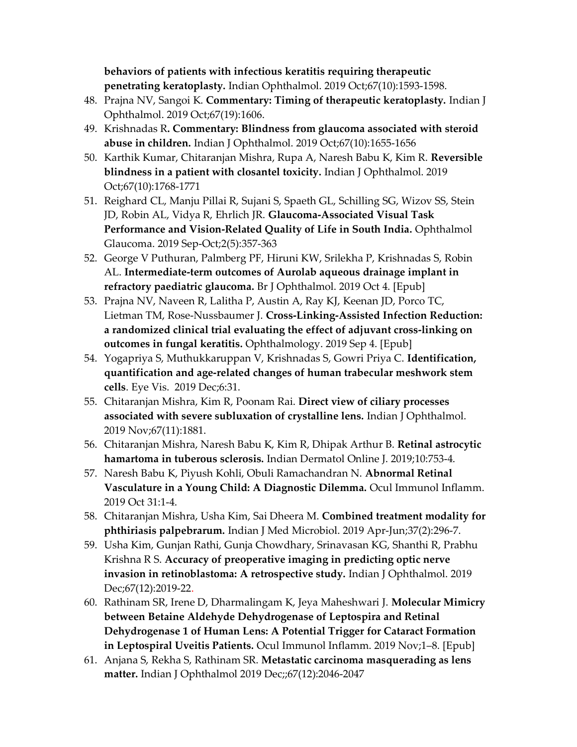**behaviors of patients with infectious keratitis requiring therapeutic penetrating keratoplasty.** Indian Ophthalmol. 2019 Oct;67(10):1593-1598.

48. Prajna NV, Sangoi K. **Commentary: Timing of therapeutic keratoplasty.** Indian J Ophthalmol. 2019 Oct;67(19):1606.
49. Krishnadas R**. Commentary: Blindness from glaucoma associated with steroid abuse in children.** Indian J Ophthalmol. 2019 Oct;67(10):1655-1656
50. Karthik Kumar, Chitaranjan Mishra, Rupa A, Naresh Babu K, Kim R. **Reversible blindness in a patient with closantel toxicity.** Indian J Ophthalmol. 2019 Oct;67(10):1768-1771
51. Reighard CL, Manju Pillai R, Sujani S, Spaeth GL, Schilling SG, Wizov SS, Stein JD, Robin AL, Vidya R, Ehrlich JR. **Glaucoma-Associated Visual Task Performance and Vision-Related Quality of Life in South India.** Ophthalmol Glaucoma. 2019 Sep-Oct;2(5):357-363
52. George V Puthuran, Palmberg PF, Hiruni KW, Srilekha P, Krishnadas S, Robin AL. **Intermediate-term outcomes of Aurolab aqueous drainage implant in refractory paediatric glaucoma.** Br J Ophthalmol. 2019 Oct 4. [Epub]
53. Prajna NV, Naveen R, Lalitha P, Austin A, Ray KJ, Keenan JD, Porco TC, Lietman TM, Rose-Nussbaumer J. **Cross-Linking-Assisted Infection Reduction: a randomized clinical trial evaluating the effect of adjuvant cross-linking on outcomes in fungal keratitis.** Ophthalmology. 2019 Sep 4. [Epub]
54. Yogapriya S, Muthukkaruppan V, Krishnadas S, Gowri Priya C. **Identification, quantification and age-related changes of human trabecular meshwork stem cells**. Eye Vis. 2019 Dec;6:31.
55. Chitaranjan Mishra, Kim R, Poonam Rai. **Direct view of ciliary processes associated with severe subluxation of crystalline lens.** Indian J Ophthalmol. 2019 Nov;67(11):1881.
56. Chitaranjan Mishra, Naresh Babu K, Kim R, Dhipak Arthur B. **Retinal astrocytic hamartoma in tuberous sclerosis.** Indian Dermatol Online J. 2019;10:753-4.
57. Naresh Babu K, Piyush Kohli, Obuli Ramachandran N. **Abnormal Retinal Vasculature in a Young Child: A Diagnostic Dilemma.** Ocul Immunol Inflamm. 2019 Oct 31:1-4.
58. Chitaranjan Mishra, Usha Kim, Sai Dheera M. **Combined treatment modality for phthiriasis palpebrarum.** Indian J Med Microbiol. 2019 Apr-Jun;37(2):296-7.
59. Usha Kim, Gunjan Rathi, Gunja Chowdhary, Srinavasan KG, Shanthi R, Prabhu Krishna R S. **Accuracy of preoperative imaging in predicting optic nerve invasion in retinoblastoma: A retrospective study.** Indian J Ophthalmol. 2019 Dec;67(12):2019-22.
60. Rathinam SR, Irene D, Dharmalingam K, Jeya Maheshwari J. **Molecular Mimicry between Betaine Aldehyde Dehydrogenase of Leptospira and Retinal Dehydrogenase 1 of Human Lens: A Potential Trigger for Cataract Formation in Leptospiral Uveitis Patients.** Ocul Immunol Inflamm. 2019 Nov;1–8. [Epub]
61. Anjana S, Rekha S, Rathinam SR. **Metastatic carcinoma masquerading as lens matter.** Indian J Ophthalmol 2019 Dec;;67(12):2046-2047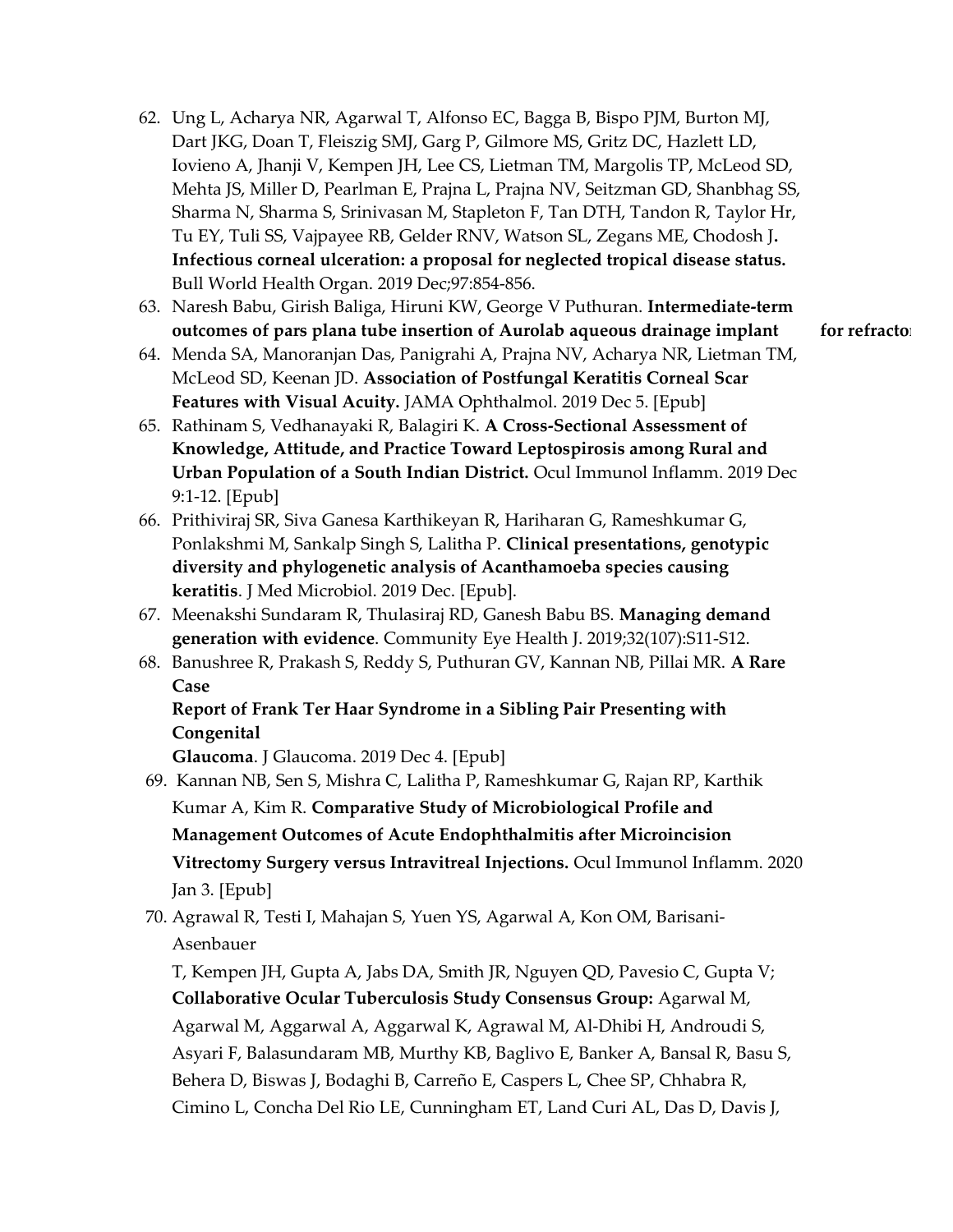62. Ung L, Acharya NR, Agarwal T, Alfonso EC, Bagga B, Bispo PJM, Burton MJ, Dart JKG, Doan T, Fleiszig SMJ, Garg P, Gilmore MS, Gritz DC, Hazlett LD, Iovieno A, Jhanji V, Kempen JH, Lee CS, Lietman TM, Margolis TP, McLeod SD, Mehta JS, Miller D, Pearlman E, Prajna L, Prajna NV, Seitzman GD, Shanbhag SS, Sharma N, Sharma S, Srinivasan M, Stapleton F, Tan DTH, Tandon R, Taylor Hr, Tu EY, Tuli SS, Vajpayee RB, Gelder RNV, Watson SL, Zegans ME, Chodosh J**. Infectious corneal ulceration: a proposal for neglected tropical disease status.** Bull World Health Organ. 2019 Dec;97:854-856.
63. Naresh Babu, Girish Baliga, Hiruni KW, George V Puthuran. **Intermediate-term outcomes of pars plana tube insertion of Aurolab aqueous drainage implant for refracto**
64. Menda SA, Manoranjan Das, Panigrahi A, Prajna NV, Acharya NR, Lietman TM, McLeod SD, Keenan JD. **Association of Postfungal Keratitis Corneal Scar Features with Visual Acuity.** JAMA Ophthalmol. 2019 Dec 5. [Epub]
65. Rathinam S, Vedhanayaki R, Balagiri K. **A Cross-Sectional Assessment of Knowledge, Attitude, and Practice Toward Leptospirosis among Rural and Urban Population of a South Indian District.** Ocul Immunol Inflamm. 2019 Dec 9:1-12. [Epub]
66. Prithiviraj SR, Siva Ganesa Karthikeyan R, Hariharan G, Rameshkumar G, Ponlakshmi M, Sankalp Singh S, Lalitha P. **Clinical presentations, genotypic diversity and phylogenetic analysis of Acanthamoeba species causing keratitis**. J Med Microbiol. 2019 Dec. [Epub].
67. Meenakshi Sundaram R, Thulasiraj RD, Ganesh Babu BS. **Managing demand generation with evidence**. Community Eye Health J. 2019;32(107):S11-S12.
68. Banushree R, Prakash S, Reddy S, Puthuran GV, Kannan NB, Pillai MR. **A Rare Case Report of Frank Ter Haar Syndrome in a Sibling Pair Presenting with Congenital Glaucoma**. J Glaucoma. 2019 Dec 4. [Epub]
69. Kannan NB, Sen S, Mishra C, Lalitha P, Rameshkumar G, Rajan RP, Karthik Kumar A, Kim R. **Comparative Study of Microbiological Profile and Management Outcomes of Acute Endophthalmitis after Microincision Vitrectomy Surgery versus Intravitreal Injections.** Ocul Immunol Inflamm. 2020 Jan 3. [Epub]
70. Agrawal R, Testi I, Mahajan S, Yuen YS, Agarwal A, Kon OM, Barisani-Asenbauer T, Kempen JH, Gupta A, Jabs DA, Smith JR, Nguyen QD, Pavesio C, Gupta V; **Collaborative Ocular Tuberculosis Study Consensus Group:** Agarwal M, Agarwal M, Aggarwal A, Aggarwal K, Agrawal M, Al-Dhibi H, Androudi S, Asyari F, Balasundaram MB, Murthy KB, Baglivo E, Banker A, Bansal R, Basu S, Behera D, Biswas J, Bodaghi B, Carreño E, Caspers L, Chee SP, Chhabra R, Cimino L, Concha Del Rio LE, Cunningham ET, Land Curi AL, Das D, Davis J,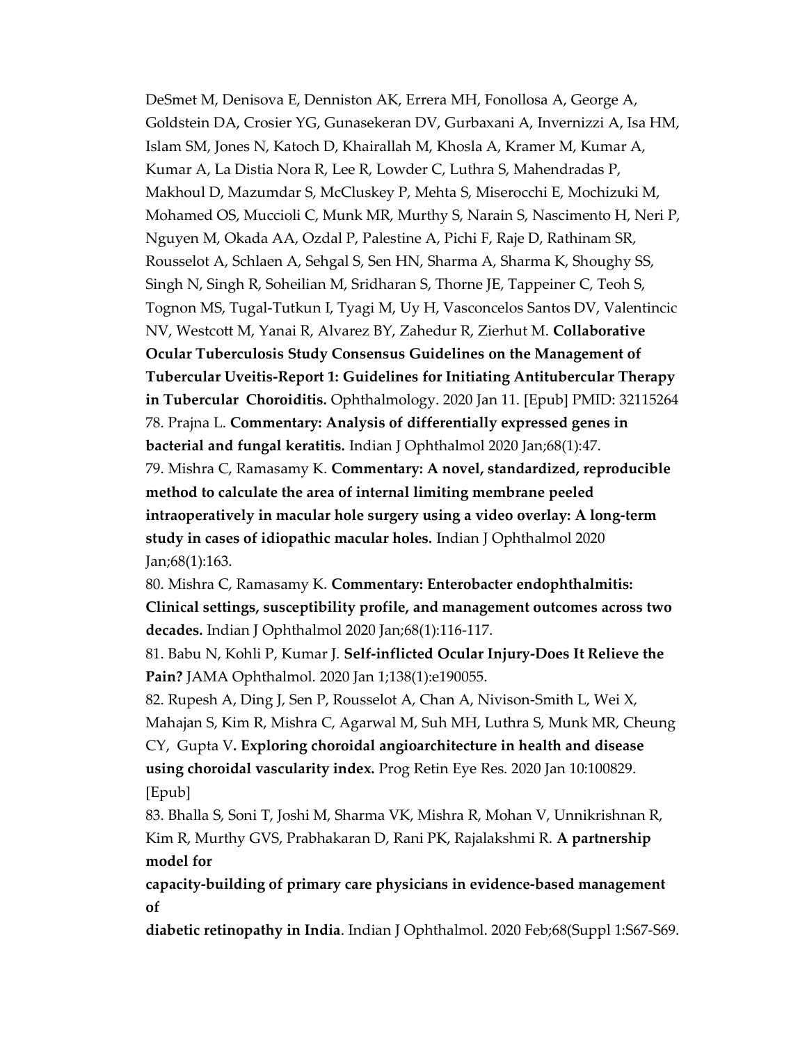DeSmet M, Denisova E, Denniston AK, Errera MH, Fonollosa A, George A, Goldstein DA, Crosier YG, Gunasekeran DV, Gurbaxani A, Invernizzi A, Isa HM, Islam SM, Jones N, Katoch D, Khairallah M, Khosla A, Kramer M, Kumar A, Kumar A, La Distia Nora R, Lee R, Lowder C, Luthra S, Mahendradas P, Makhoul D, Mazumdar S, McCluskey P, Mehta S, Miserocchi E, Mochizuki M, Mohamed OS, Muccioli C, Munk MR, Murthy S, Narain S, Nascimento H, Neri P, Nguyen M, Okada AA, Ozdal P, Palestine A, Pichi F, Raje D, Rathinam SR, Rousselot A, Schlaen A, Sehgal S, Sen HN, Sharma A, Sharma K, Shoughy SS, Singh N, Singh R, Soheilian M, Sridharan S, Thorne JE, Tappeiner C, Teoh S, Tognon MS, Tugal-Tutkun I, Tyagi M, Uy H, Vasconcelos Santos DV, Valentincic NV, Westcott M, Yanai R, Alvarez BY, Zahedur R, Zierhut M. **Collaborative Ocular Tuberculosis Study Consensus Guidelines on the Management of Tubercular Uveitis-Report 1: Guidelines for Initiating Antitubercular Therapy in Tubercular Choroiditis.** Ophthalmology. 2020 Jan 11. [Epub] PMID: 32115264

78. Prajna L. **Commentary: Analysis of differentially expressed genes in bacterial and fungal keratitis.** Indian J Ophthalmol 2020 Jan;68(1):47.

79. Mishra C, Ramasamy K. **Commentary: A novel, standardized, reproducible method to calculate the area of internal limiting membrane peeled intraoperatively in macular hole surgery using a video overlay: A long-term study in cases of idiopathic macular holes.** Indian J Ophthalmol 2020 Jan;68(1):163.

80. Mishra C, Ramasamy K. **Commentary: Enterobacter endophthalmitis: Clinical settings, susceptibility profile, and management outcomes across two decades.** Indian J Ophthalmol 2020 Jan;68(1):116-117.

81. Babu N, Kohli P, Kumar J. **Self-inflicted Ocular Injury-Does It Relieve the Pain?** JAMA Ophthalmol. 2020 Jan 1;138(1):e190055.

82. Rupesh A, Ding J, Sen P, Rousselot A, Chan A, Nivison-Smith L, Wei X, Mahajan S, Kim R, Mishra C, Agarwal M, Suh MH, Luthra S, Munk MR, Cheung CY, Gupta V**. Exploring choroidal angioarchitecture in health and disease using choroidal vascularity index.** Prog Retin Eye Res. 2020 Jan 10:100829. [Epub]

83. Bhalla S, Soni T, Joshi M, Sharma VK, Mishra R, Mohan V, Unnikrishnan R, Kim R, Murthy GVS, Prabhakaran D, Rani PK, Rajalakshmi R. **A partnership model for capacity-building of primary care physicians in evidence-based management of diabetic retinopathy in India**. Indian J Ophthalmol. 2020 Feb;68(Suppl 1:S67-S69.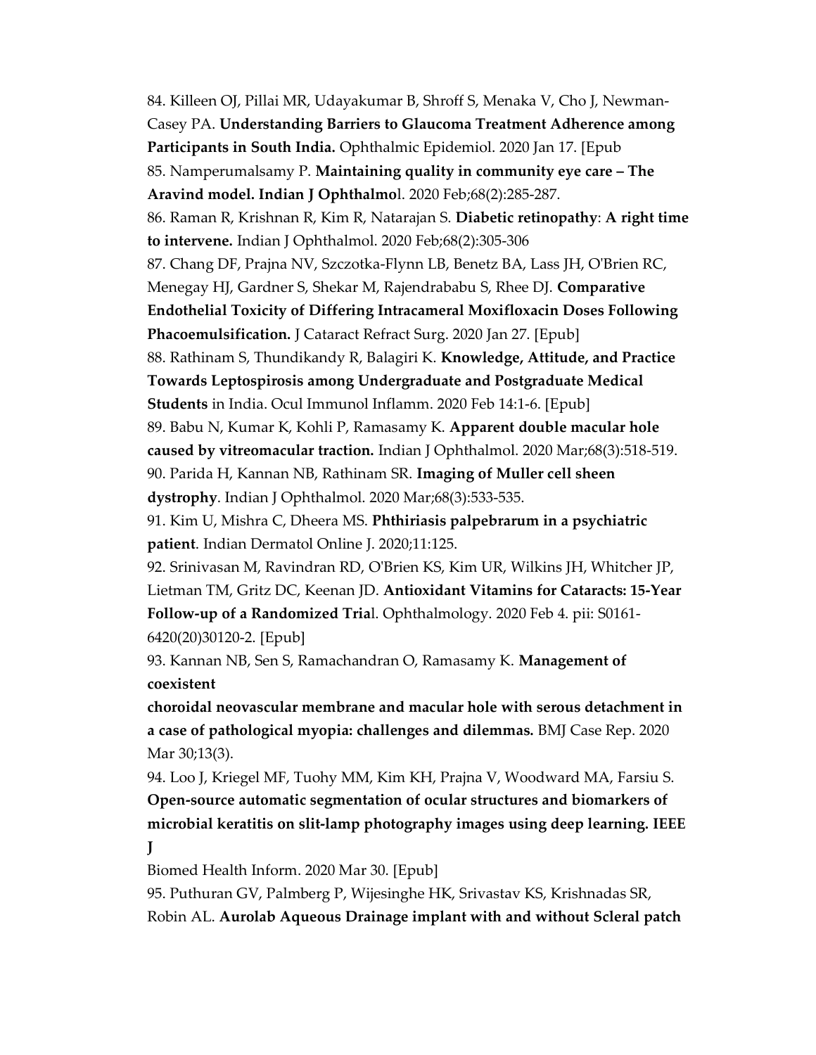84. Killeen OJ, Pillai MR, Udayakumar B, Shroff S, Menaka V, Cho J, Newman-Casey PA. **Understanding Barriers to Glaucoma Treatment Adherence among Participants in South India.** Ophthalmic Epidemiol. 2020 Jan 17. [Epub

85. Namperumalsamy P. **Maintaining quality in community eye care – The Aravind model. Indian J Ophthalmo**l. 2020 Feb;68(2):285-287.

86. Raman R, Krishnan R, Kim R, Natarajan S. **Diabetic retinopathy**: **A right time to intervene.** Indian J Ophthalmol. 2020 Feb;68(2):305-306

87. Chang DF, Prajna NV, Szczotka-Flynn LB, Benetz BA, Lass JH, O'Brien RC, Menegay HJ, Gardner S, Shekar M, Rajendrababu S, Rhee DJ. **Comparative Endothelial Toxicity of Differing Intracameral Moxifloxacin Doses Following Phacoemulsification.** J Cataract Refract Surg. 2020 Jan 27. [Epub]

88. Rathinam S, Thundikandy R, Balagiri K. **Knowledge, Attitude, and Practice Towards Leptospirosis among Undergraduate and Postgraduate Medical Students** in India. Ocul Immunol Inflamm. 2020 Feb 14:1-6. [Epub]

89. Babu N, Kumar K, Kohli P, Ramasamy K. **Apparent double macular hole caused by vitreomacular traction.** Indian J Ophthalmol. 2020 Mar;68(3):518-519.

90. Parida H, Kannan NB, Rathinam SR. **Imaging of Muller cell sheen dystrophy**. Indian J Ophthalmol. 2020 Mar;68(3):533-535.

91. Kim U, Mishra C, Dheera MS. **Phthiriasis palpebrarum in a psychiatric patient**. Indian Dermatol Online J. 2020;11:125.

92. Srinivasan M, Ravindran RD, O'Brien KS, Kim UR, Wilkins JH, Whitcher JP, Lietman TM, Gritz DC, Keenan JD. **Antioxidant Vitamins for Cataracts: 15-Year Follow-up of a Randomized Tria**l. Ophthalmology. 2020 Feb 4. pii: S0161-6420(20)30120-2. [Epub]

93. Kannan NB, Sen S, Ramachandran O, Ramasamy K. **Management of coexistent choroidal neovascular membrane and macular hole with serous detachment in a case of pathological myopia: challenges and dilemmas.** BMJ Case Rep. 2020 Mar 30;13(3).

94. Loo J, Kriegel MF, Tuohy MM, Kim KH, Prajna V, Woodward MA, Farsiu S. **Open-source automatic segmentation of ocular structures and biomarkers of microbial keratitis on slit-lamp photography images using deep learning. IEEE J** Biomed Health Inform. 2020 Mar 30. [Epub]

95. Puthuran GV, Palmberg P, Wijesinghe HK, Srivastav KS, Krishnadas SR, Robin AL. **Aurolab Aqueous Drainage implant with and without Scleral patch**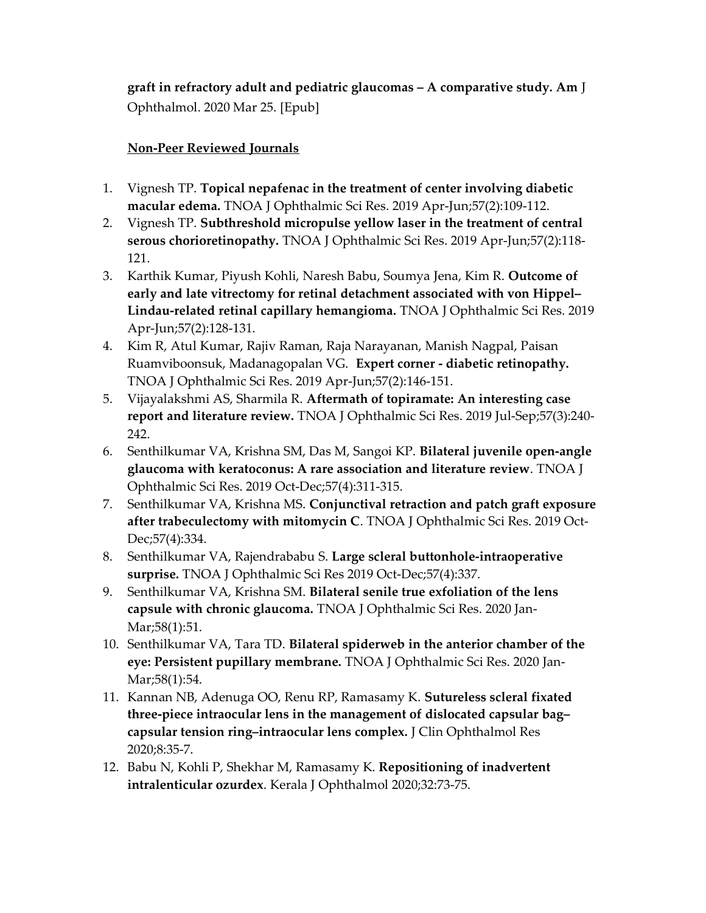**graft in refractory adult and pediatric glaucomas – A comparative study. Am** J Ophthalmol. 2020 Mar 25. [Epub]

__Non-Peer Reviewed Journals__

1. Vignesh TP. **Topical nepafenac in the treatment of center involving diabetic macular edema.** TNOA J Ophthalmic Sci Res. 2019 Apr-Jun;57(2):109-112.
2. Vignesh TP. **Subthreshold micropulse yellow laser in the treatment of central serous chorioretinopathy.** TNOA J Ophthalmic Sci Res. 2019 Apr-Jun;57(2):118-121.
3. Karthik Kumar, Piyush Kohli, Naresh Babu, Soumya Jena, Kim R. **Outcome of early and late vitrectomy for retinal detachment associated with von Hippel–Lindau-related retinal capillary hemangioma.** TNOA J Ophthalmic Sci Res. 2019 Apr-Jun;57(2):128-131.
4. Kim R, Atul Kumar, Rajiv Raman, Raja Narayanan, Manish Nagpal, Paisan Ruamviboonsuk, Madanagopalan VG. **Expert corner - diabetic retinopathy.** TNOA J Ophthalmic Sci Res. 2019 Apr-Jun;57(2):146-151.
5. Vijayalakshmi AS, Sharmila R. **Aftermath of topiramate: An interesting case report and literature review.** TNOA J Ophthalmic Sci Res. 2019 Jul-Sep;57(3):240-242.
6. Senthilkumar VA, Krishna SM, Das M, Sangoi KP. **Bilateral juvenile open-angle glaucoma with keratoconus: A rare association and literature review**. TNOA J Ophthalmic Sci Res. 2019 Oct-Dec;57(4):311-315.
7. Senthilkumar VA, Krishna MS. **Conjunctival retraction and patch graft exposure after trabeculectomy with mitomycin C**. TNOA J Ophthalmic Sci Res. 2019 Oct-Dec;57(4):334.
8. Senthilkumar VA, Rajendrababu S. **Large scleral buttonhole-intraoperative surprise.** TNOA J Ophthalmic Sci Res 2019 Oct-Dec;57(4):337.
9. Senthilkumar VA, Krishna SM. **Bilateral senile true exfoliation of the lens capsule with chronic glaucoma.** TNOA J Ophthalmic Sci Res. 2020 Jan-Mar;58(1):51.
10. Senthilkumar VA, Tara TD. **Bilateral spiderweb in the anterior chamber of the eye: Persistent pupillary membrane.** TNOA J Ophthalmic Sci Res. 2020 Jan-Mar;58(1):54.
11. Kannan NB, Adenuga OO, Renu RP, Ramasamy K. **Sutureless scleral fixated three-piece intraocular lens in the management of dislocated capsular bag–capsular tension ring–intraocular lens complex.** J Clin Ophthalmol Res 2020;8:35-7.
12. Babu N, Kohli P, Shekhar M, Ramasamy K. **Repositioning of inadvertent intralenticular ozurdex**. Kerala J Ophthalmol 2020;32:73-75.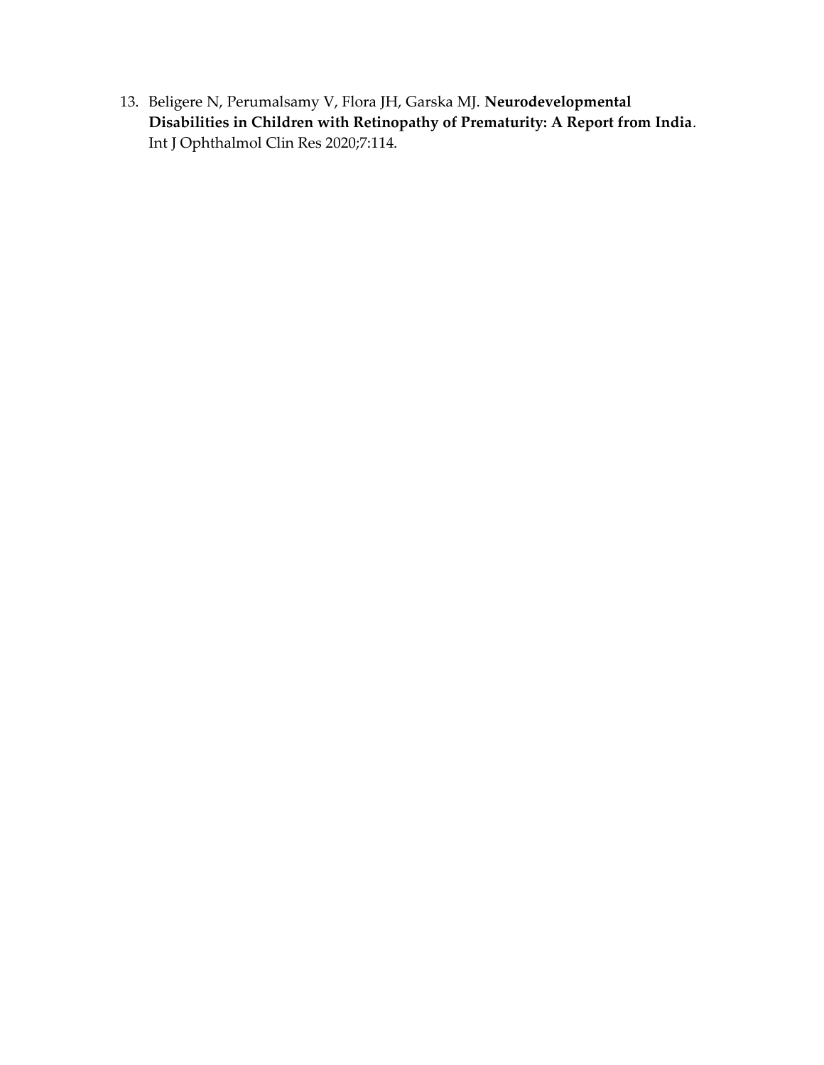13. Beligere N, Perumalsamy V, Flora JH, Garska MJ. **Neurodevelopmental Disabilities in Children with Retinopathy of Prematurity: A Report from India**. Int J Ophthalmol Clin Res 2020;7:114.